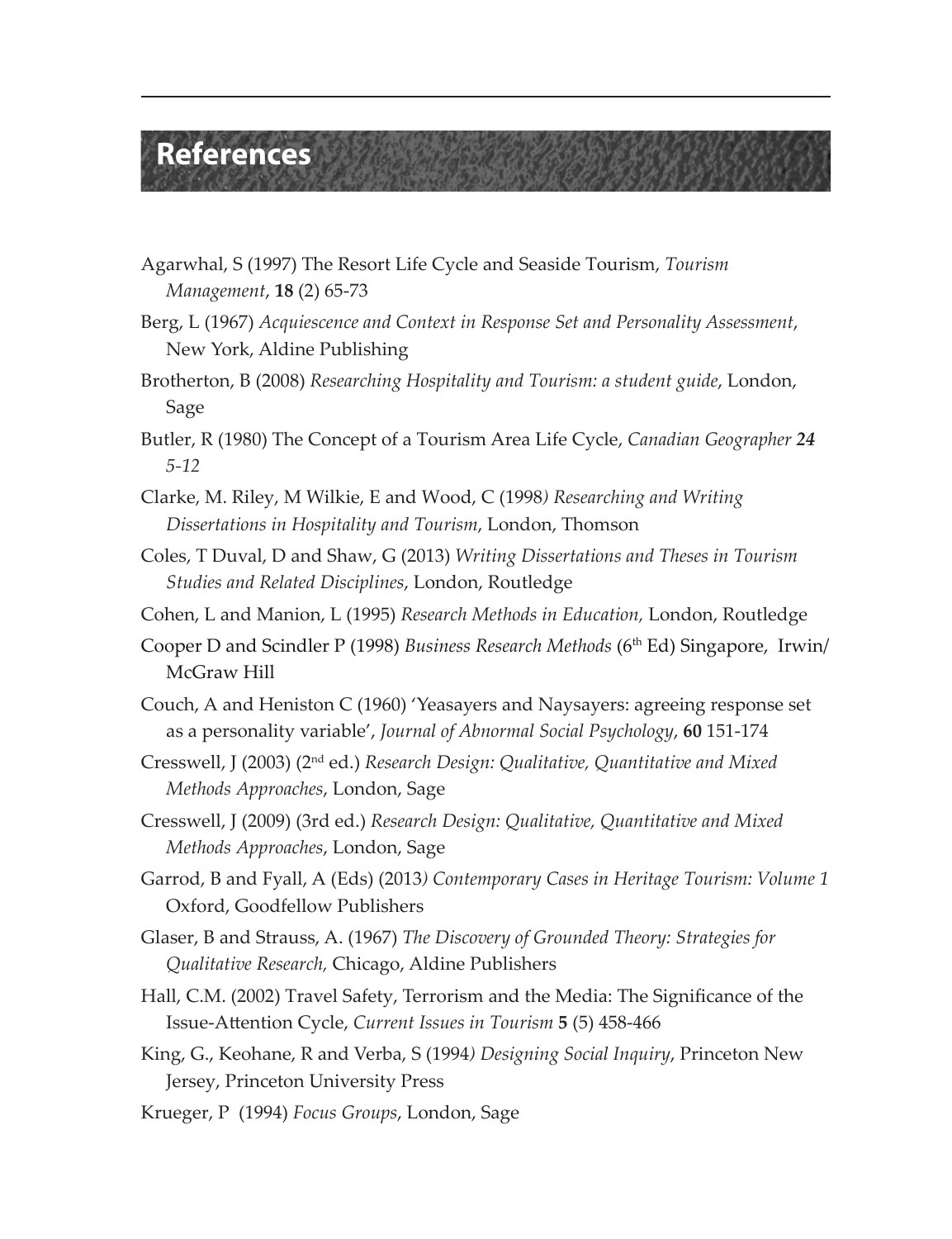# References

Agarwhal, S (1997) The Resort Life Cycle and Seaside Tourism, *Tourism Management*, **18** (2) 65-73

Berg, L (1967) *Acquiescence and Context in Response Set and Personality Assessment*, New York, Aldine Publishing

Brotherton, B (2008) *Researching Hospitality and Tourism: a student guide*, London, Sage

Butler, R (1980) The Concept of a Tourism Area Life Cycle, *Canadian Geographer **24** 5-12*

Clarke, M. Riley, M Wilkie, E and Wood, C (1998*) Researching and Writing Dissertations in Hospitality and Tourism*, London, Thomson

Coles, T Duval, D and Shaw, G (2013) *Writing Dissertations and Theses in Tourism Studies and Related Disciplines*, London, Routledge

Cohen, L and Manion, L (1995) *Research Methods in Education,* London, Routledge

Cooper D and Scindler P (1998) *Business Research Methods* (6th Ed) Singapore, Irwin/McGraw Hill

Couch, A and Heniston C (1960) 'Yeasayers and Naysayers: agreeing response set as a personality variable', *Journal of Abnormal Social Psychology*, **60** 151-174

Cresswell, J (2003) (2nd ed.) *Research Design: Qualitative, Quantitative and Mixed Methods Approaches*, London, Sage

Cresswell, J (2009) (3rd ed.) *Research Design: Qualitative, Quantitative and Mixed Methods Approaches*, London, Sage

Garrod, B and Fyall, A (Eds) (2013*) Contemporary Cases in Heritage Tourism: Volume 1* Oxford, Goodfellow Publishers

Glaser, B and Strauss, A. (1967) *The Discovery of Grounded Theory: Strategies for Qualitative Research,* Chicago, Aldine Publishers

Hall, C.M. (2002) Travel Safety, Terrorism and the Media: The Significance of the Issue-Attention Cycle, *Current Issues in Tourism* **5** (5) 458-466

King, G., Keohane, R and Verba, S (1994*) Designing Social Inquiry*, Princeton New Jersey, Princeton University Press

Krueger, P (1994) *Focus Groups*, London, Sage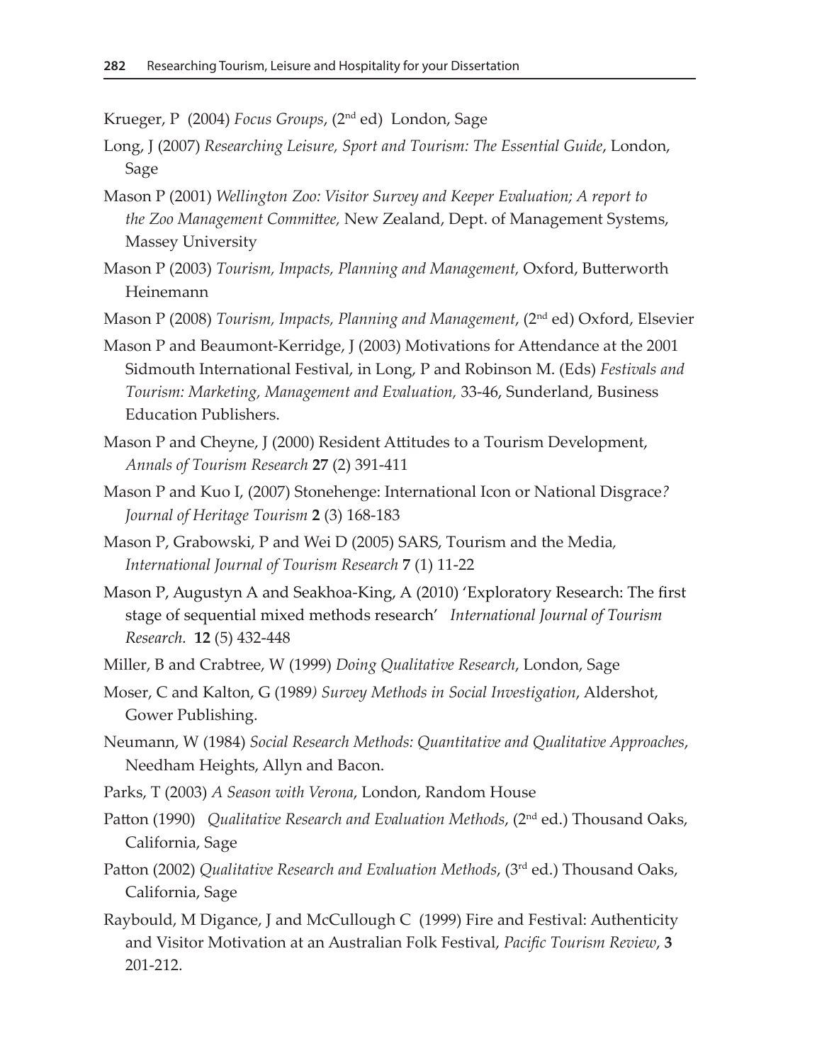Krueger, P (2004) *Focus Groups*, (2nd ed) London, Sage

Long, J (2007) *Researching Leisure, Sport and Tourism: The Essential Guide*, London, Sage

Mason P (2001) *Wellington Zoo: Visitor Survey and Keeper Evaluation; A report to the Zoo Management Committee,* New Zealand, Dept. of Management Systems, Massey University

Mason P (2003) *Tourism, Impacts, Planning and Management,* Oxford, Butterworth Heinemann

Mason P (2008) *Tourism, Impacts, Planning and Management*, (2nd ed) Oxford, Elsevier

Mason P and Beaumont-Kerridge, J (2003) Motivations for Attendance at the 2001 Sidmouth International Festival, in Long, P and Robinson M. (Eds) *Festivals and Tourism: Marketing, Management and Evaluation,* 33-46, Sunderland, Business Education Publishers.

Mason P and Cheyne, J (2000) Resident Attitudes to a Tourism Development, *Annals of Tourism Research* **27** (2) 391-411

Mason P and Kuo I, (2007) Stonehenge: International Icon or National Disgrace*? Journal of Heritage Tourism* **2** (3) 168-183

Mason P, Grabowski, P and Wei D (2005) SARS, Tourism and the Media, *International Journal of Tourism Research* **7** (1) 11-22

Mason P, Augustyn A and Seakhoa-King, A (2010) 'Exploratory Research: The first stage of sequential mixed methods research' *International Journal of Tourism Research.* **12** (5) 432-448

Miller, B and Crabtree, W (1999) *Doing Qualitative Research*, London, Sage

Moser, C and Kalton, G (1989*) Survey Methods in Social Investigation*, Aldershot, Gower Publishing.

Neumann, W (1984) *Social Research Methods: Quantitative and Qualitative Approaches*, Needham Heights, Allyn and Bacon.

Parks, T (2003) *A Season with Verona*, London, Random House

Patton (1990) *Qualitative Research and Evaluation Methods*, (2nd ed.) Thousand Oaks, California, Sage

Patton (2002) *Qualitative Research and Evaluation Methods*, (3rd ed.) Thousand Oaks, California, Sage

Raybould, M Digance, J and McCullough C (1999) Fire and Festival: Authenticity and Visitor Motivation at an Australian Folk Festival, *Pacific Tourism Review*, **3** 201-212.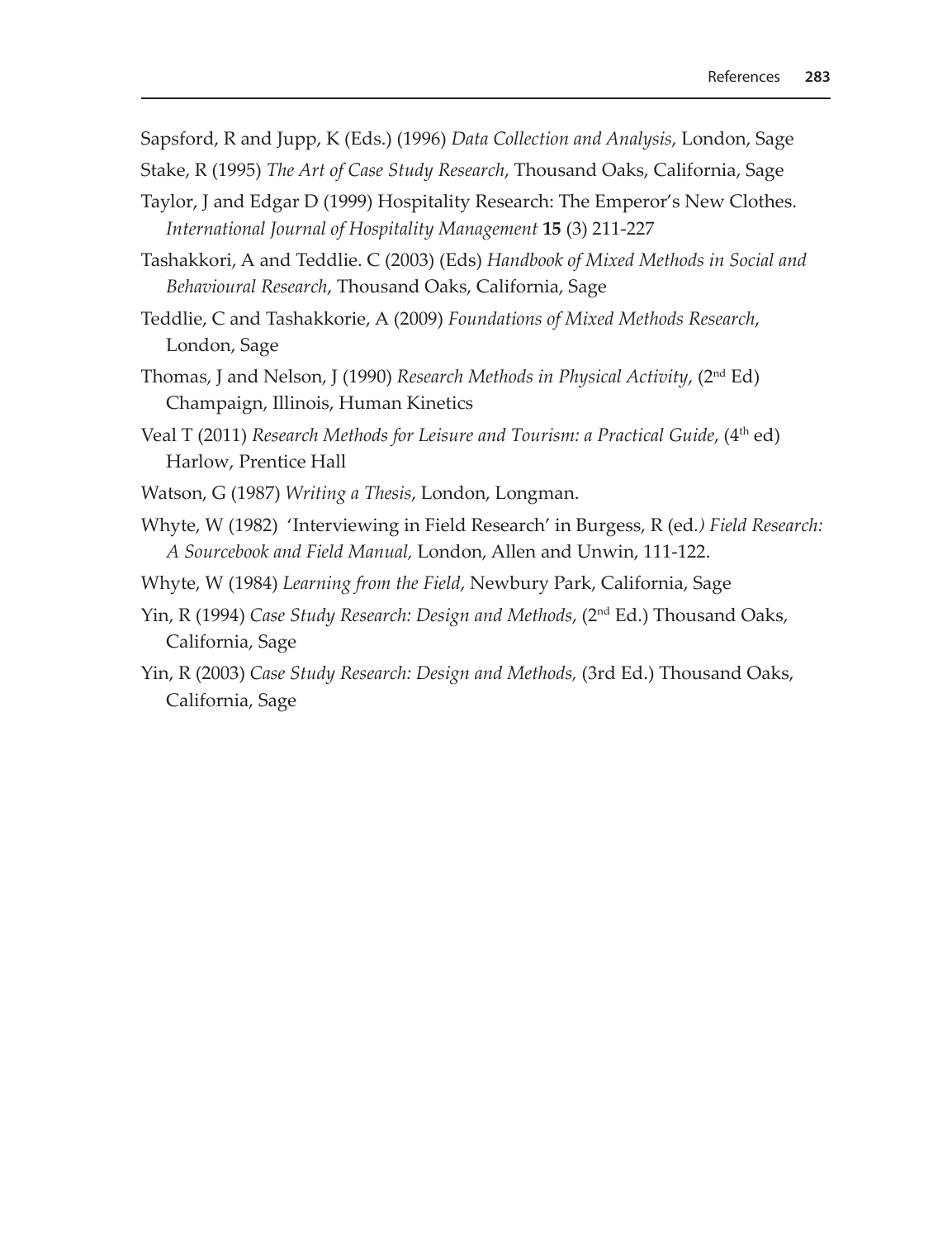Sapsford, R and Jupp, K (Eds.) (1996) *Data Collection and Analysis*, London, Sage

Stake, R (1995) *The Art of Case Study Research*, Thousand Oaks, California, Sage

Taylor, J and Edgar D (1999) Hospitality Research: The Emperor's New Clothes. *International Journal of Hospitality Management* **15** (3) 211-227

Tashakkori, A and Teddlie. C (2003) (Eds) *Handbook of Mixed Methods in Social and Behavioural Research*, Thousand Oaks, California, Sage

Teddlie, C and Tashakkorie, A (2009) *Foundations of Mixed Methods Research*, London, Sage

Thomas, J and Nelson, J (1990) *Research Methods in Physical Activity*, (2nd Ed) Champaign, Illinois, Human Kinetics

Veal T (2011) *Research Methods for Leisure and Tourism: a Practical Guide*, (4th ed) Harlow, Prentice Hall

Watson, G (1987) *Writing a Thesis*, London, Longman.

Whyte, W (1982) 'Interviewing in Field Research' in Burgess, R (ed.) *Field Research: A Sourcebook and Field Manual*, London, Allen and Unwin, 111-122.

Whyte, W (1984) *Learning from the Field*, Newbury Park, California, Sage

Yin, R (1994) *Case Study Research: Design and Methods*, (2nd Ed.) Thousand Oaks, California, Sage

Yin, R (2003) *Case Study Research: Design and Methods,* (3rd Ed.) Thousand Oaks, California, Sage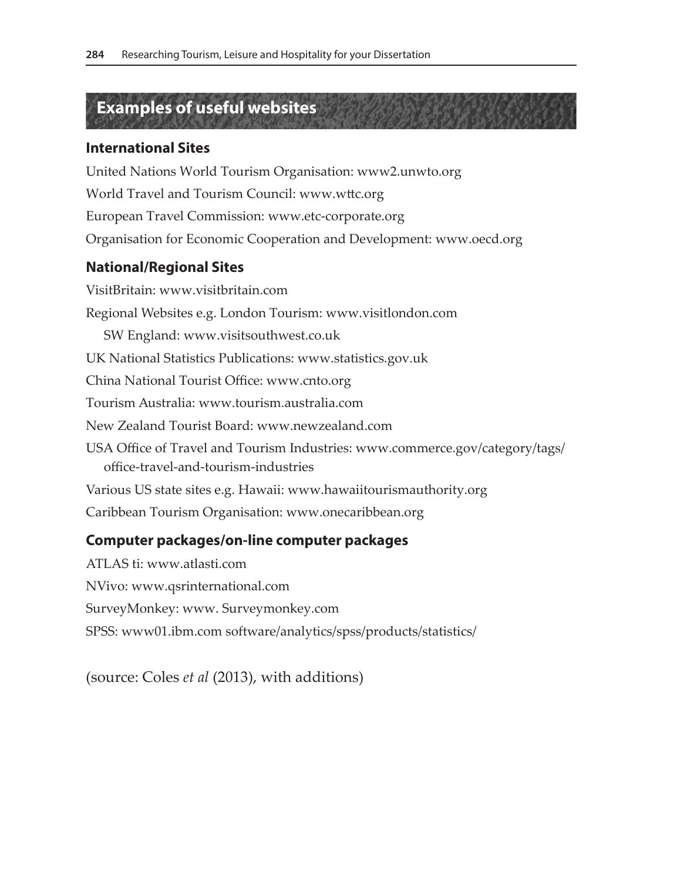## Examples of useful websites

### International Sites

United Nations World Tourism Organisation: www2.unwto.org

World Travel and Tourism Council: www.wttc.org

European Travel Commission: www.etc-corporate.org

Organisation for Economic Cooperation and Development: www.oecd.org

### National/Regional Sites

VisitBritain: www.visitbritain.com

Regional Websites e.g. London Tourism: www.visitlondon.com

SW England: www.visitsouthwest.co.uk

UK National Statistics Publications: www.statistics.gov.uk

China National Tourist Office: www.cnto.org

Tourism Australia: www.tourism.australia.com

New Zealand Tourist Board: www.newzealand.com

USA Office of Travel and Tourism Industries: www.commerce.gov/category/tags/office-travel-and-tourism-industries

Various US state sites e.g. Hawaii: www.hawaiitourismauthority.org

Caribbean Tourism Organisation: www.onecaribbean.org

### Computer packages/on-line computer packages

ATLAS ti: www.atlasti.com

NVivo: www.qsrinternational.com

SurveyMonkey: www. Surveymonkey.com

SPSS: www01.ibm.com software/analytics/spss/products/statistics/

(source: Coles *et al* (2013), with additions)